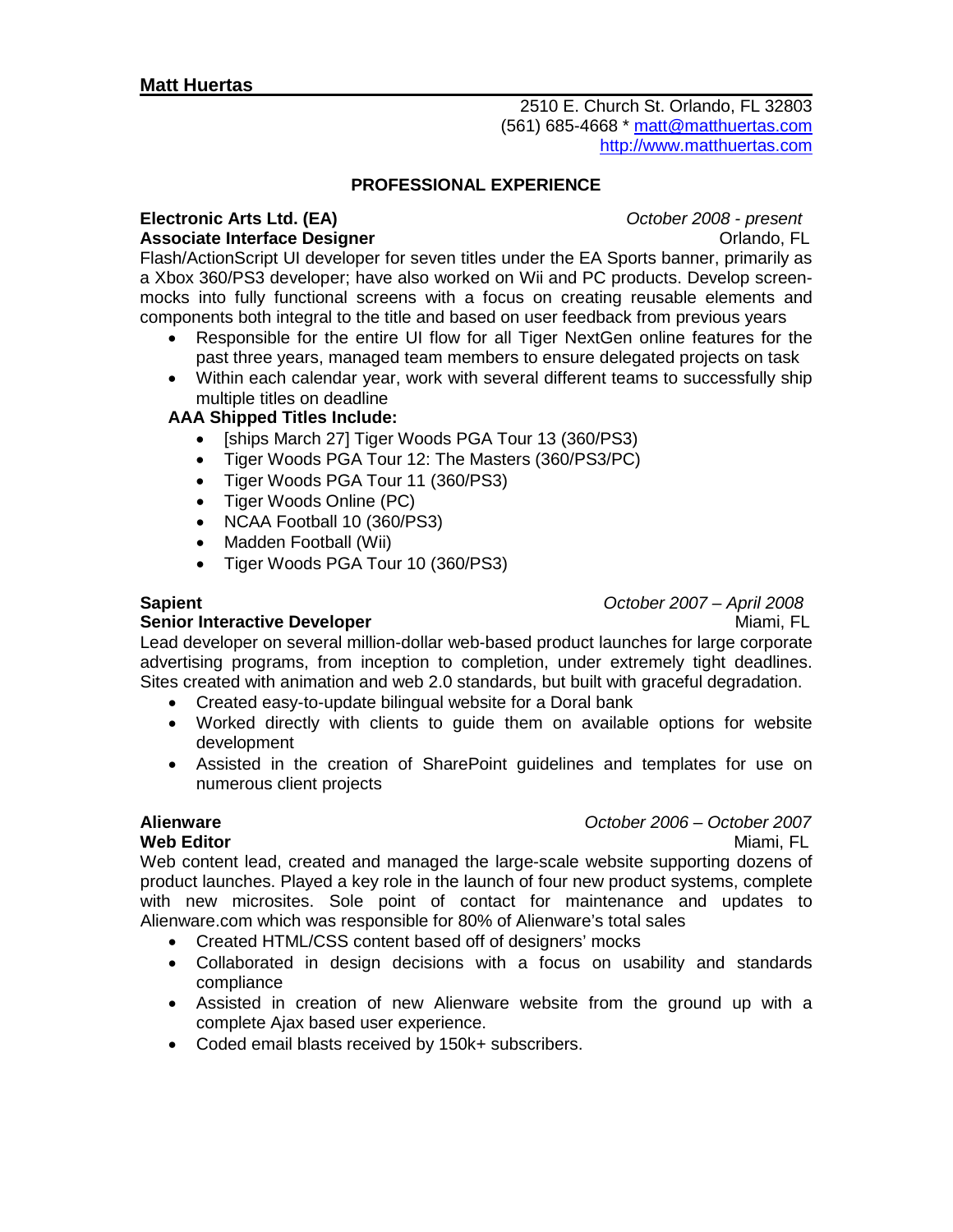# Matt Huertas

2510 E. Church St. Orlando, FL 32803
(561) 685-4668 * matt@matthuertas.com
http://www.matthuertas.com

## PROFESSIONAL EXPERIENCE

**Electronic Arts Ltd. (EA)** — *October 2008 - present*
**Associate Interface Designer** — Orlando, FL

Flash/ActionScript UI developer for seven titles under the EA Sports banner, primarily as a Xbox 360/PS3 developer; have also worked on Wii and PC products. Develop screen-mocks into fully functional screens with a focus on creating reusable elements and components both integral to the title and based on user feedback from previous years

- Responsible for the entire UI flow for all Tiger NextGen online features for the past three years, managed team members to ensure delegated projects on task
- Within each calendar year, work with several different teams to successfully ship multiple titles on deadline

**AAA Shipped Titles Include:**

- [ships March 27] Tiger Woods PGA Tour 13 (360/PS3)
- Tiger Woods PGA Tour 12: The Masters (360/PS3/PC)
- Tiger Woods PGA Tour 11 (360/PS3)
- Tiger Woods Online (PC)
- NCAA Football 10 (360/PS3)
- Madden Football (Wii)
- Tiger Woods PGA Tour 10 (360/PS3)

**Sapient** — *October 2007 – April 2008*
**Senior Interactive Developer** — Miami, FL

Lead developer on several million-dollar web-based product launches for large corporate advertising programs, from inception to completion, under extremely tight deadlines. Sites created with animation and web 2.0 standards, but built with graceful degradation.

- Created easy-to-update bilingual website for a Doral bank
- Worked directly with clients to guide them on available options for website development
- Assisted in the creation of SharePoint guidelines and templates for use on numerous client projects

**Alienware** — *October 2006 – October 2007*
**Web Editor** — Miami, FL

Web content lead, created and managed the large-scale website supporting dozens of product launches. Played a key role in the launch of four new product systems, complete with new microsites. Sole point of contact for maintenance and updates to Alienware.com which was responsible for 80% of Alienware's total sales

- Created HTML/CSS content based off of designers' mocks
- Collaborated in design decisions with a focus on usability and standards compliance
- Assisted in creation of new Alienware website from the ground up with a complete Ajax based user experience.
- Coded email blasts received by 150k+ subscribers.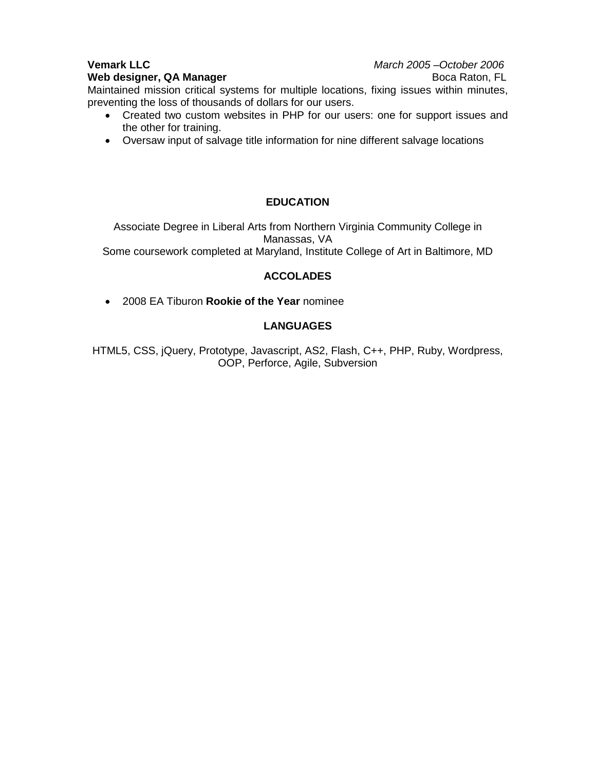**Vemark LLC** *March 2005 –October 2006*
**Web designer, QA Manager** Boca Raton, FL

Maintained mission critical systems for multiple locations, fixing issues within minutes, preventing the loss of thousands of dollars for our users.

- Created two custom websites in PHP for our users: one for support issues and the other for training.
- Oversaw input of salvage title information for nine different salvage locations

## EDUCATION

Associate Degree in Liberal Arts from Northern Virginia Community College in Manassas, VA
Some coursework completed at Maryland, Institute College of Art in Baltimore, MD

## ACCOLADES

- 2008 EA Tiburon **Rookie of the Year** nominee

## LANGUAGES

HTML5, CSS, jQuery, Prototype, Javascript, AS2, Flash, C++, PHP, Ruby, Wordpress, OOP, Perforce, Agile, Subversion